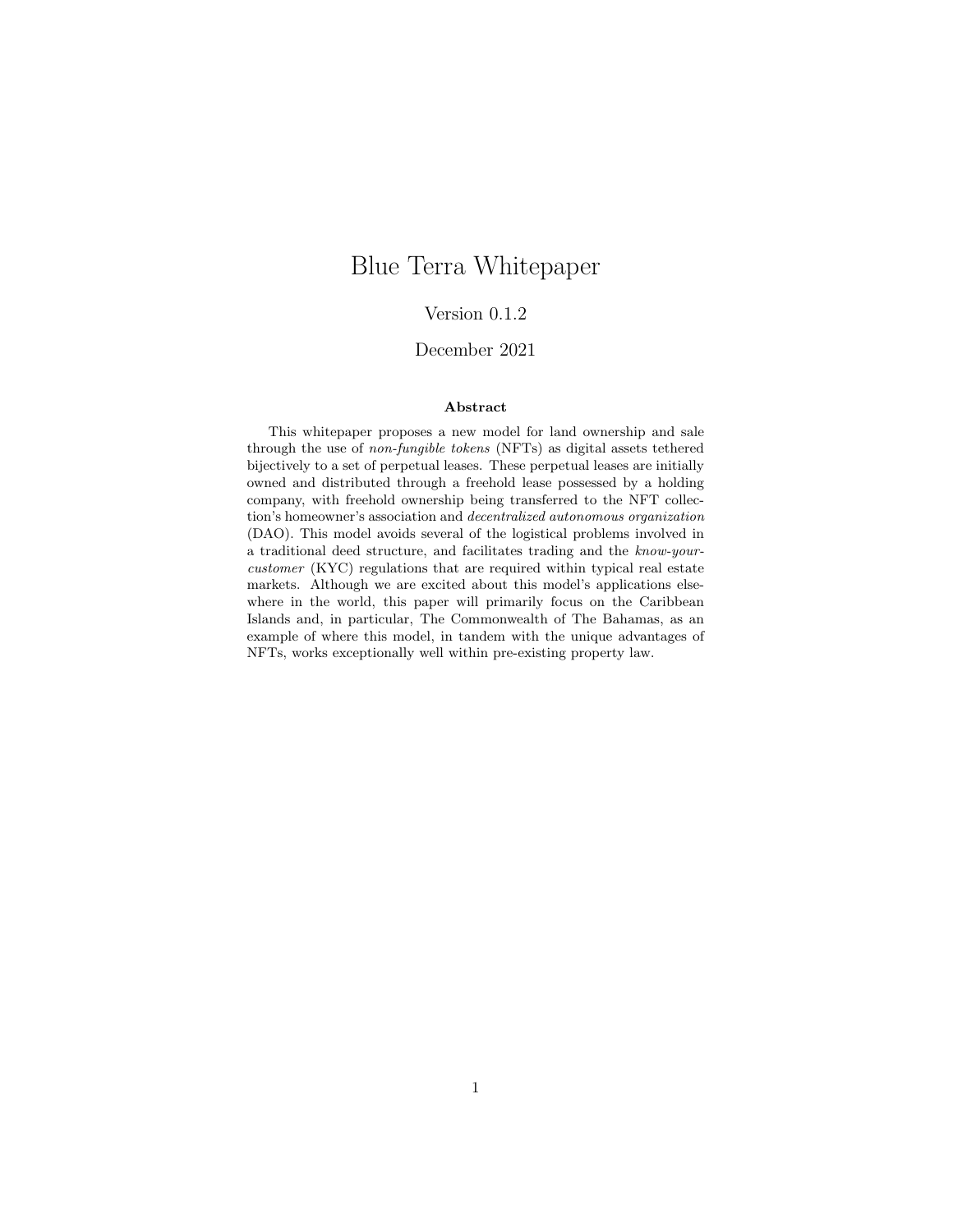# Blue Terra Whitepaper

Version 0.1.2

December 2021

**Abstract**

This whitepaper proposes a new model for land ownership and sale through the use of *non-fungible tokens* (NFTs) as digital assets tethered bijectively to a set of perpetual leases. These perpetual leases are initially owned and distributed through a freehold lease possessed by a holding company, with freehold ownership being transferred to the NFT collection's homeowner's association and *decentralized autonomous organization* (DAO). This model avoids several of the logistical problems involved in a traditional deed structure, and facilitates trading and the *know-your-customer* (KYC) regulations that are required within typical real estate markets. Although we are excited about this model's applications elsewhere in the world, this paper will primarily focus on the Caribbean Islands and, in particular, The Commonwealth of The Bahamas, as an example of where this model, in tandem with the unique advantages of NFTs, works exceptionally well within pre-existing property law.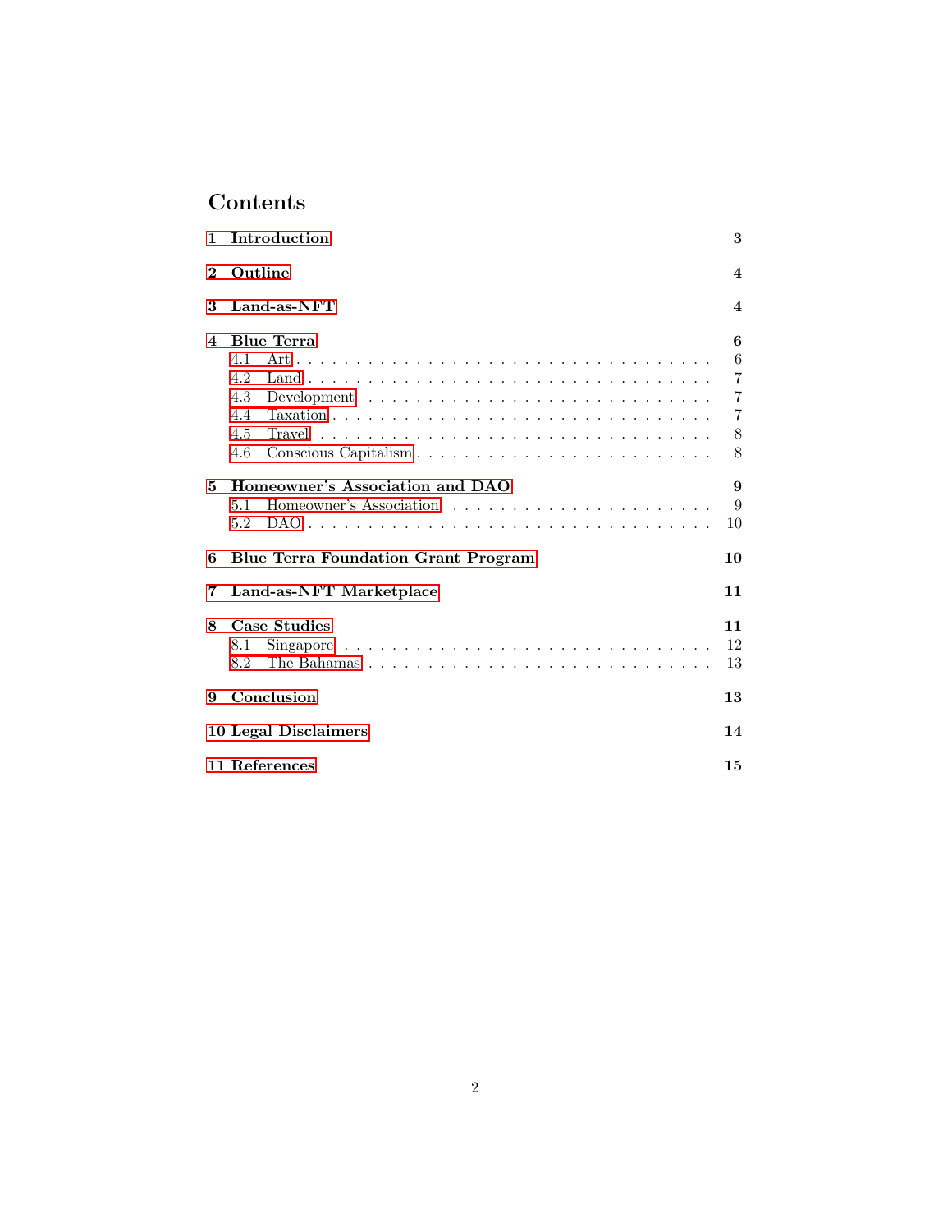# Contents

**1 Introduction** **3**

**2 Outline** **4**

**3 Land-as-NFT** **4**

**4 Blue Terra** **6**

- 4.1 Art . . . . . . . . . . . . . . . . . . . . . . . . . . . . . . . . . . . 6
- 4.2 Land . . . . . . . . . . . . . . . . . . . . . . . . . . . . . . . . . . 7
- 4.3 Development . . . . . . . . . . . . . . . . . . . . . . . . . . . . . 7
- 4.4 Taxation . . . . . . . . . . . . . . . . . . . . . . . . . . . . . . . 7
- 4.5 Travel . . . . . . . . . . . . . . . . . . . . . . . . . . . . . . . . . 8
- 4.6 Conscious Capitalism . . . . . . . . . . . . . . . . . . . . . . . . . 8

**5 Homeowner's Association and DAO** **9**

- 5.1 Homeowner's Association . . . . . . . . . . . . . . . . . . . . . . 9
- 5.2 DAO . . . . . . . . . . . . . . . . . . . . . . . . . . . . . . . . . . 10

**6 Blue Terra Foundation Grant Program** **10**

**7 Land-as-NFT Marketplace** **11**

**8 Case Studies** **11**

- 8.1 Singapore . . . . . . . . . . . . . . . . . . . . . . . . . . . . . . . 12
- 8.2 The Bahamas . . . . . . . . . . . . . . . . . . . . . . . . . . . . . 13

**9 Conclusion** **13**

**10 Legal Disclaimers** **14**

**11 References** **15**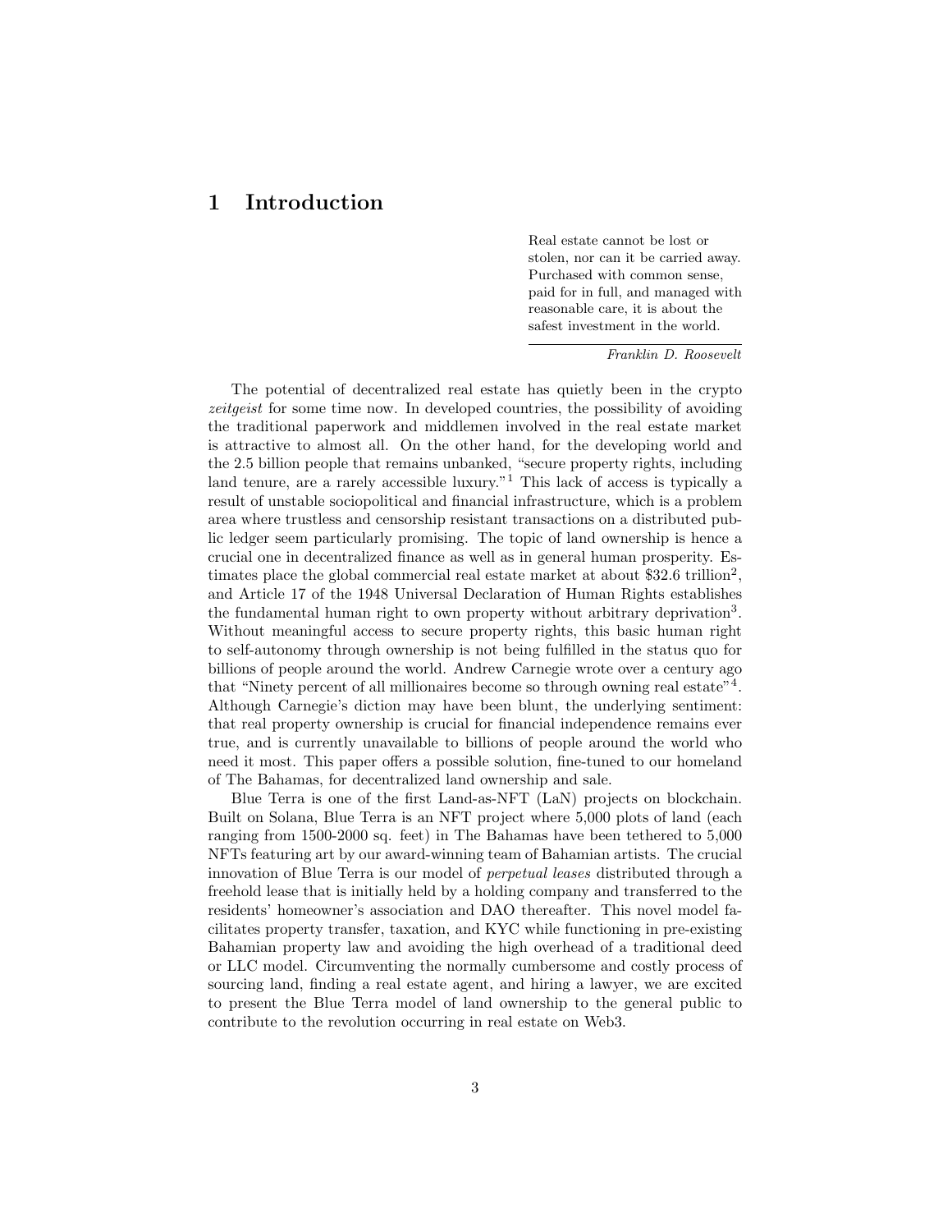# 1 Introduction

> Real estate cannot be lost or stolen, nor can it be carried away. Purchased with common sense, paid for in full, and managed with reasonable care, it is about the safest investment in the world.
>
> *Franklin D. Roosevelt*

The potential of decentralized real estate has quietly been in the crypto *zeitgeist* for some time now. In developed countries, the possibility of avoiding the traditional paperwork and middlemen involved in the real estate market is attractive to almost all. On the other hand, for the developing world and the 2.5 billion people that remains unbanked, "secure property rights, including land tenure, are a rarely accessible luxury."[1] This lack of access is typically a result of unstable sociopolitical and financial infrastructure, which is a problem area where trustless and censorship resistant transactions on a distributed public ledger seem particularly promising. The topic of land ownership is hence a crucial one in decentralized finance as well as in general human prosperity. Estimates place the global commercial real estate market at about $32.6 trillion[2], and Article 17 of the 1948 Universal Declaration of Human Rights establishes the fundamental human right to own property without arbitrary deprivation[3]. Without meaningful access to secure property rights, this basic human right to self-autonomy through ownership is not being fulfilled in the status quo for billions of people around the world. Andrew Carnegie wrote over a century ago that "Ninety percent of all millionaires become so through owning real estate"[4]. Although Carnegie's diction may have been blunt, the underlying sentiment: that real property ownership is crucial for financial independence remains ever true, and is currently unavailable to billions of people around the world who need it most. This paper offers a possible solution, fine-tuned to our homeland of The Bahamas, for decentralized land ownership and sale.

Blue Terra is one of the first Land-as-NFT (LaN) projects on blockchain. Built on Solana, Blue Terra is an NFT project where 5,000 plots of land (each ranging from 1500-2000 sq. feet) in The Bahamas have been tethered to 5,000 NFTs featuring art by our award-winning team of Bahamian artists. The crucial innovation of Blue Terra is our model of *perpetual leases* distributed through a freehold lease that is initially held by a holding company and transferred to the residents' homeowner's association and DAO thereafter. This novel model facilitates property transfer, taxation, and KYC while functioning in pre-existing Bahamian property law and avoiding the high overhead of a traditional deed or LLC model. Circumventing the normally cumbersome and costly process of sourcing land, finding a real estate agent, and hiring a lawyer, we are excited to present the Blue Terra model of land ownership to the general public to contribute to the revolution occurring in real estate on Web3.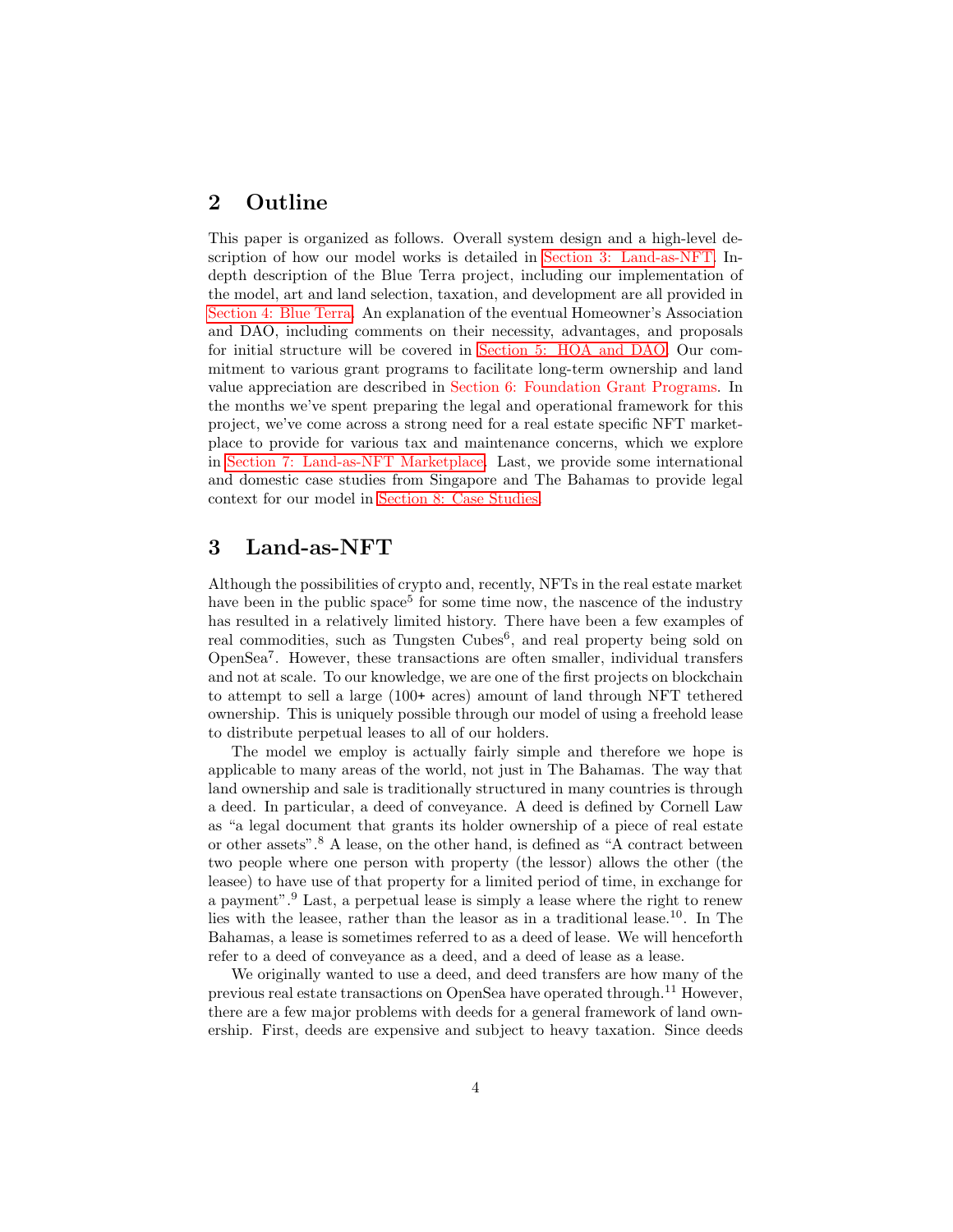## 2 Outline

This paper is organized as follows. Overall system design and a high-level description of how our model works is detailed in Section 3: Land-as-NFT. In-depth description of the Blue Terra project, including our implementation of the model, art and land selection, taxation, and development are all provided in Section 4: Blue Terra. An explanation of the eventual Homeowner's Association and DAO, including comments on their necessity, advantages, and proposals for initial structure will be covered in Section 5: HOA and DAO. Our commitment to various grant programs to facilitate long-term ownership and land value appreciation are described in Section 6: Foundation Grant Programs. In the months we've spent preparing the legal and operational framework for this project, we've come across a strong need for a real estate specific NFT marketplace to provide for various tax and maintenance concerns, which we explore in Section 7: Land-as-NFT Marketplace. Last, we provide some international and domestic case studies from Singapore and The Bahamas to provide legal context for our model in Section 8: Case Studies.

## 3 Land-as-NFT

Although the possibilities of crypto and, recently, NFTs in the real estate market have been in the public space[5] for some time now, the nascence of the industry has resulted in a relatively limited history. There have been a few examples of real commodities, such as Tungsten Cubes[6], and real property being sold on OpenSea[7]. However, these transactions are often smaller, individual transfers and not at scale. To our knowledge, we are one of the first projects on blockchain to attempt to sell a large (100+ acres) amount of land through NFT tethered ownership. This is uniquely possible through our model of using a freehold lease to distribute perpetual leases to all of our holders.

The model we employ is actually fairly simple and therefore we hope is applicable to many areas of the world, not just in The Bahamas. The way that land ownership and sale is traditionally structured in many countries is through a deed. In particular, a deed of conveyance. A deed is defined by Cornell Law as "a legal document that grants its holder ownership of a piece of real estate or other assets".[8] A lease, on the other hand, is defined as "A contract between two people where one person with property (the lessor) allows the other (the leasee) to have use of that property for a limited period of time, in exchange for a payment".[9] Last, a perpetual lease is simply a lease where the right to renew lies with the leasee, rather than the leasor as in a traditional lease.[10]. In The Bahamas, a lease is sometimes referred to as a deed of lease. We will henceforth refer to a deed of conveyance as a deed, and a deed of lease as a lease.

We originally wanted to use a deed, and deed transfers are how many of the previous real estate transactions on OpenSea have operated through.[11] However, there are a few major problems with deeds for a general framework of land ownership. First, deeds are expensive and subject to heavy taxation. Since deeds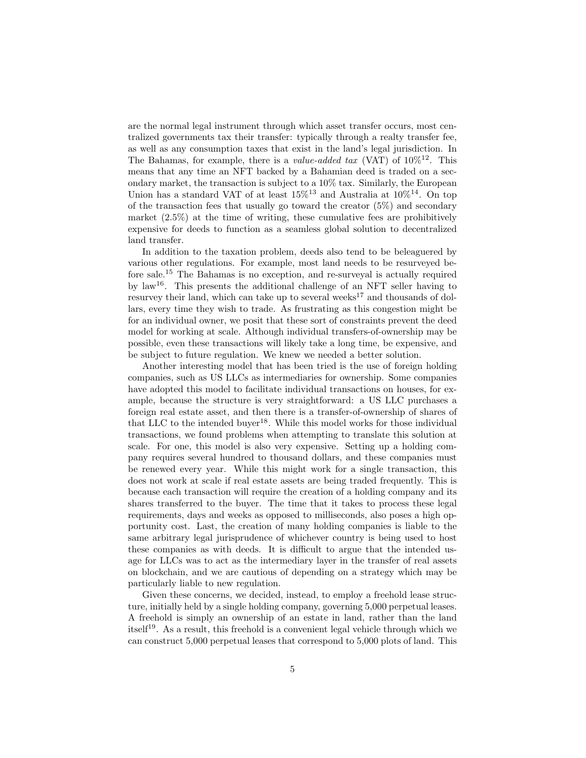are the normal legal instrument through which asset transfer occurs, most centralized governments tax their transfer: typically through a realty transfer fee, as well as any consumption taxes that exist in the land's legal jurisdiction. In The Bahamas, for example, there is a *value-added tax* (VAT) of 10%[12]. This means that any time an NFT backed by a Bahamian deed is traded on a secondary market, the transaction is subject to a 10% tax. Similarly, the European Union has a standard VAT of at least 15%[13] and Australia at 10%[14]. On top of the transaction fees that usually go toward the creator (5%) and secondary market (2.5%) at the time of writing, these cumulative fees are prohibitively expensive for deeds to function as a seamless global solution to decentralized land transfer.

In addition to the taxation problem, deeds also tend to be beleaguered by various other regulations. For example, most land needs to be resurveyed before sale.[15] The Bahamas is no exception, and re-surveyal is actually required by law[16]. This presents the additional challenge of an NFT seller having to resurvey their land, which can take up to several weeks[17] and thousands of dollars, every time they wish to trade. As frustrating as this congestion might be for an individual owner, we posit that these sort of constraints prevent the deed model for working at scale. Although individual transfers-of-ownership may be possible, even these transactions will likely take a long time, be expensive, and be subject to future regulation. We knew we needed a better solution.

Another interesting model that has been tried is the use of foreign holding companies, such as US LLCs as intermediaries for ownership. Some companies have adopted this model to facilitate individual transactions on houses, for example, because the structure is very straightforward: a US LLC purchases a foreign real estate asset, and then there is a transfer-of-ownership of shares of that LLC to the intended buyer[18]. While this model works for those individual transactions, we found problems when attempting to translate this solution at scale. For one, this model is also very expensive. Setting up a holding company requires several hundred to thousand dollars, and these companies must be renewed every year. While this might work for a single transaction, this does not work at scale if real estate assets are being traded frequently. This is because each transaction will require the creation of a holding company and its shares transferred to the buyer. The time that it takes to process these legal requirements, days and weeks as opposed to milliseconds, also poses a high opportunity cost. Last, the creation of many holding companies is liable to the same arbitrary legal jurisprudence of whichever country is being used to host these companies as with deeds. It is difficult to argue that the intended usage for LLCs was to act as the intermediary layer in the transfer of real assets on blockchain, and we are cautious of depending on a strategy which may be particularly liable to new regulation.

Given these concerns, we decided, instead, to employ a freehold lease structure, initially held by a single holding company, governing 5,000 perpetual leases. A freehold is simply an ownership of an estate in land, rather than the land itself[19]. As a result, this freehold is a convenient legal vehicle through which we can construct 5,000 perpetual leases that correspond to 5,000 plots of land. This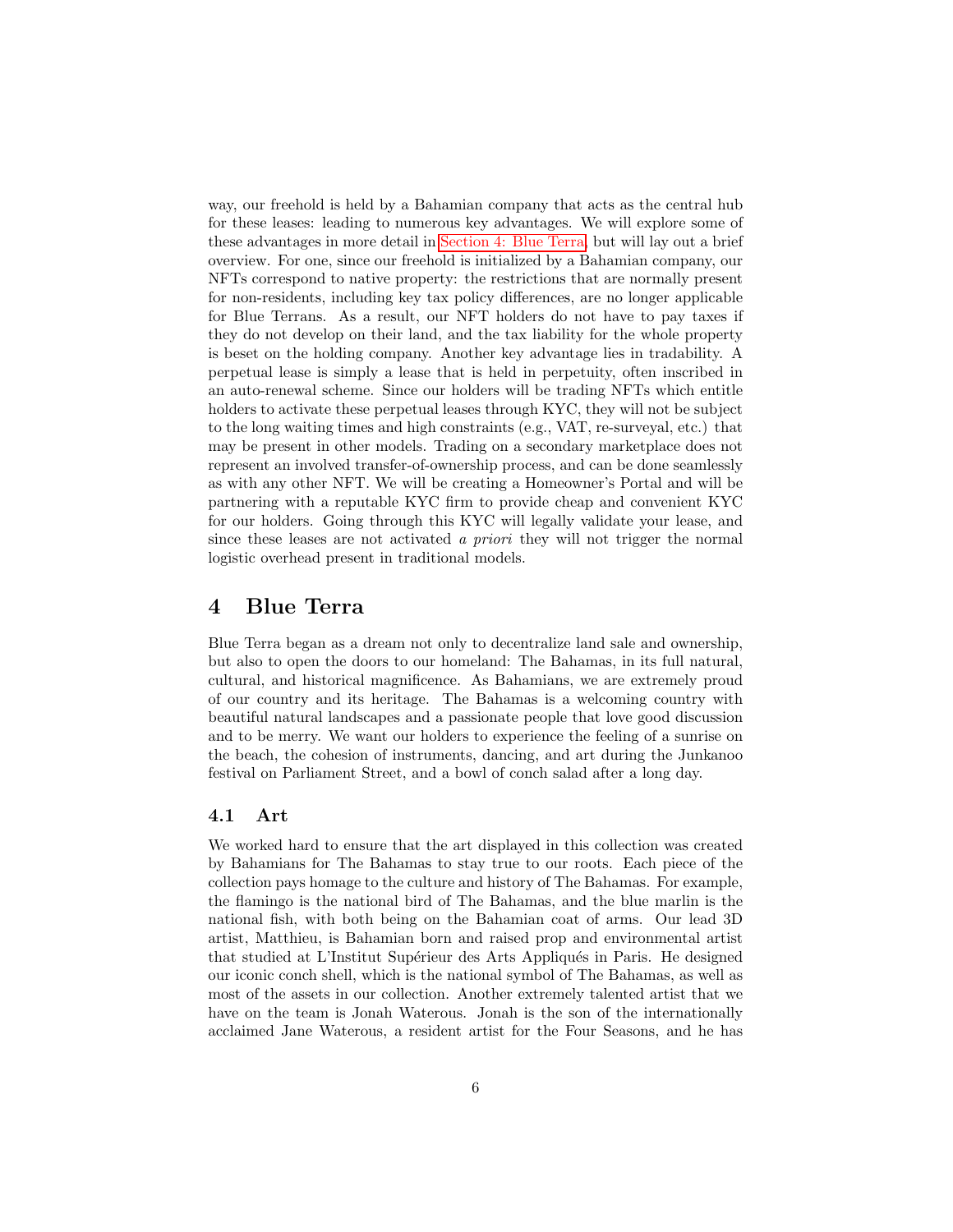way, our freehold is held by a Bahamian company that acts as the central hub for these leases: leading to numerous key advantages. We will explore some of these advantages in more detail in Section 4: Blue Terra, but will lay out a brief overview. For one, since our freehold is initialized by a Bahamian company, our NFTs correspond to native property: the restrictions that are normally present for non-residents, including key tax policy differences, are no longer applicable for Blue Terrans. As a result, our NFT holders do not have to pay taxes if they do not develop on their land, and the tax liability for the whole property is beset on the holding company. Another key advantage lies in tradability. A perpetual lease is simply a lease that is held in perpetuity, often inscribed in an auto-renewal scheme. Since our holders will be trading NFTs which entitle holders to activate these perpetual leases through KYC, they will not be subject to the long waiting times and high constraints (e.g., VAT, re-surveyal, etc.) that may be present in other models. Trading on a secondary marketplace does not represent an involved transfer-of-ownership process, and can be done seamlessly as with any other NFT. We will be creating a Homeowner's Portal and will be partnering with a reputable KYC firm to provide cheap and convenient KYC for our holders. Going through this KYC will legally validate your lease, and since these leases are not activated *a priori* they will not trigger the normal logistic overhead present in traditional models.

# 4 Blue Terra

Blue Terra began as a dream not only to decentralize land sale and ownership, but also to open the doors to our homeland: The Bahamas, in its full natural, cultural, and historical magnificence. As Bahamians, we are extremely proud of our country and its heritage. The Bahamas is a welcoming country with beautiful natural landscapes and a passionate people that love good discussion and to be merry. We want our holders to experience the feeling of a sunrise on the beach, the cohesion of instruments, dancing, and art during the Junkanoo festival on Parliament Street, and a bowl of conch salad after a long day.

## 4.1 Art

We worked hard to ensure that the art displayed in this collection was created by Bahamians for The Bahamas to stay true to our roots. Each piece of the collection pays homage to the culture and history of The Bahamas. For example, the flamingo is the national bird of The Bahamas, and the blue marlin is the national fish, with both being on the Bahamian coat of arms. Our lead 3D artist, Matthieu, is Bahamian born and raised prop and environmental artist that studied at L'Institut Supérieur des Arts Appliqués in Paris. He designed our iconic conch shell, which is the national symbol of The Bahamas, as well as most of the assets in our collection. Another extremely talented artist that we have on the team is Jonah Waterous. Jonah is the son of the internationally acclaimed Jane Waterous, a resident artist for the Four Seasons, and he has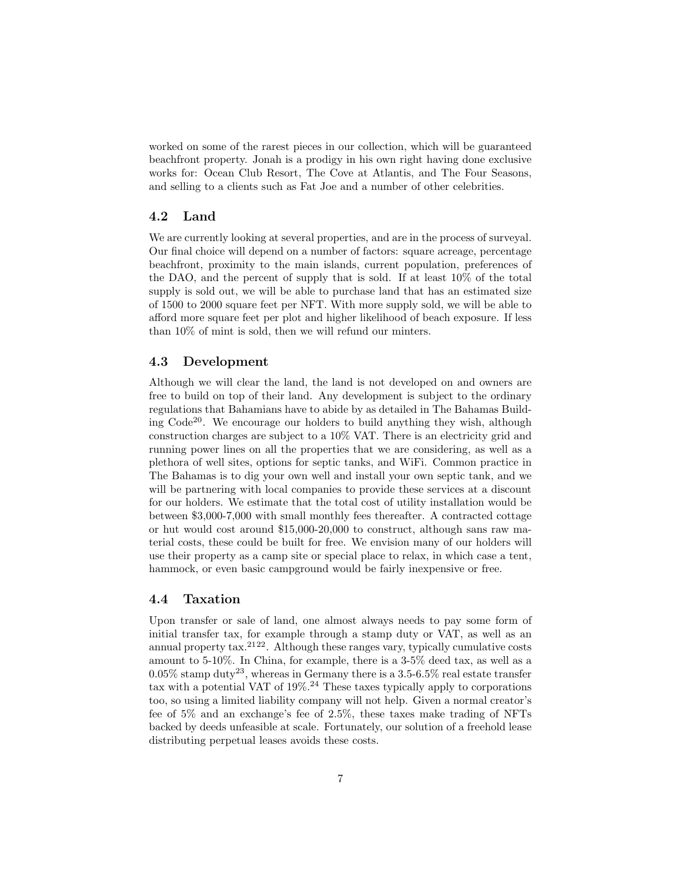worked on some of the rarest pieces in our collection, which will be guaranteed beachfront property. Jonah is a prodigy in his own right having done exclusive works for: Ocean Club Resort, The Cove at Atlantis, and The Four Seasons, and selling to a clients such as Fat Joe and a number of other celebrities.

### 4.2 Land

We are currently looking at several properties, and are in the process of surveyal. Our final choice will depend on a number of factors: square acreage, percentage beachfront, proximity to the main islands, current population, preferences of the DAO, and the percent of supply that is sold. If at least 10% of the total supply is sold out, we will be able to purchase land that has an estimated size of 1500 to 2000 square feet per NFT. With more supply sold, we will be able to afford more square feet per plot and higher likelihood of beach exposure. If less than 10% of mint is sold, then we will refund our minters.

### 4.3 Development

Although we will clear the land, the land is not developed on and owners are free to build on top of their land. Any development is subject to the ordinary regulations that Bahamians have to abide by as detailed in The Bahamas Building Code[20]. We encourage our holders to build anything they wish, although construction charges are subject to a 10% VAT. There is an electricity grid and running power lines on all the properties that we are considering, as well as a plethora of well sites, options for septic tanks, and WiFi. Common practice in The Bahamas is to dig your own well and install your own septic tank, and we will be partnering with local companies to provide these services at a discount for our holders. We estimate that the total cost of utility installation would be between $3,000-7,000 with small monthly fees thereafter. A contracted cottage or hut would cost around $15,000-20,000 to construct, although sans raw material costs, these could be built for free. We envision many of our holders will use their property as a camp site or special place to relax, in which case a tent, hammock, or even basic campground would be fairly inexpensive or free.

### 4.4 Taxation

Upon transfer or sale of land, one almost always needs to pay some form of initial transfer tax, for example through a stamp duty or VAT, as well as an annual property tax.[21][22]. Although these ranges vary, typically cumulative costs amount to 5-10%. In China, for example, there is a 3-5% deed tax, as well as a 0.05% stamp duty[23], whereas in Germany there is a 3.5-6.5% real estate transfer tax with a potential VAT of 19%.[24] These taxes typically apply to corporations too, so using a limited liability company will not help. Given a normal creator's fee of 5% and an exchange's fee of 2.5%, these taxes make trading of NFTs backed by deeds unfeasible at scale. Fortunately, our solution of a freehold lease distributing perpetual leases avoids these costs.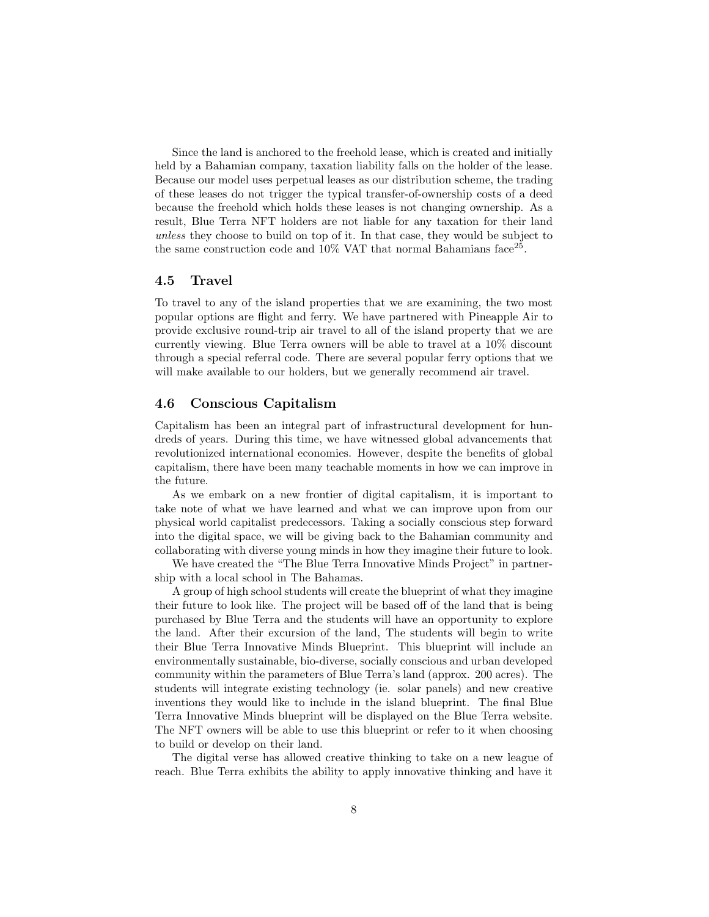Since the land is anchored to the freehold lease, which is created and initially held by a Bahamian company, taxation liability falls on the holder of the lease. Because our model uses perpetual leases as our distribution scheme, the trading of these leases do not trigger the typical transfer-of-ownership costs of a deed because the freehold which holds these leases is not changing ownership. As a result, Blue Terra NFT holders are not liable for any taxation for their land *unless* they choose to build on top of it. In that case, they would be subject to the same construction code and 10% VAT that normal Bahamians face[25].

### 4.5 Travel

To travel to any of the island properties that we are examining, the two most popular options are flight and ferry. We have partnered with Pineapple Air to provide exclusive round-trip air travel to all of the island property that we are currently viewing. Blue Terra owners will be able to travel at a 10% discount through a special referral code. There are several popular ferry options that we will make available to our holders, but we generally recommend air travel.

### 4.6 Conscious Capitalism

Capitalism has been an integral part of infrastructural development for hundreds of years. During this time, we have witnessed global advancements that revolutionized international economies. However, despite the benefits of global capitalism, there have been many teachable moments in how we can improve in the future.

As we embark on a new frontier of digital capitalism, it is important to take note of what we have learned and what we can improve upon from our physical world capitalist predecessors. Taking a socially conscious step forward into the digital space, we will be giving back to the Bahamian community and collaborating with diverse young minds in how they imagine their future to look.

We have created the "The Blue Terra Innovative Minds Project" in partnership with a local school in The Bahamas.

A group of high school students will create the blueprint of what they imagine their future to look like. The project will be based off of the land that is being purchased by Blue Terra and the students will have an opportunity to explore the land. After their excursion of the land, The students will begin to write their Blue Terra Innovative Minds Blueprint. This blueprint will include an environmentally sustainable, bio-diverse, socially conscious and urban developed community within the parameters of Blue Terra's land (approx. 200 acres). The students will integrate existing technology (ie. solar panels) and new creative inventions they would like to include in the island blueprint. The final Blue Terra Innovative Minds blueprint will be displayed on the Blue Terra website. The NFT owners will be able to use this blueprint or refer to it when choosing to build or develop on their land.

The digital verse has allowed creative thinking to take on a new league of reach. Blue Terra exhibits the ability to apply innovative thinking and have it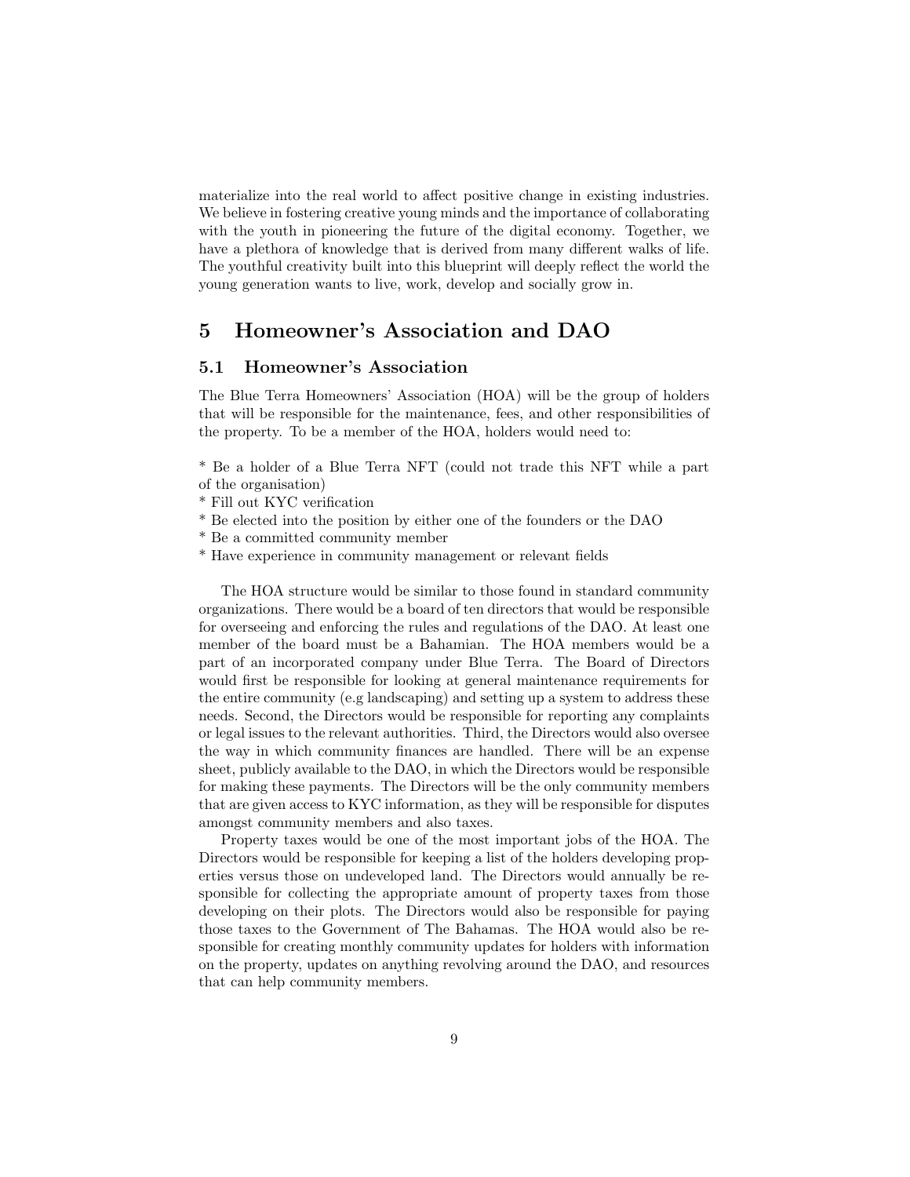materialize into the real world to affect positive change in existing industries. We believe in fostering creative young minds and the importance of collaborating with the youth in pioneering the future of the digital economy. Together, we have a plethora of knowledge that is derived from many different walks of life. The youthful creativity built into this blueprint will deeply reflect the world the young generation wants to live, work, develop and socially grow in.

# 5 Homeowner's Association and DAO

## 5.1 Homeowner's Association

The Blue Terra Homeowners' Association (HOA) will be the group of holders that will be responsible for the maintenance, fees, and other responsibilities of the property. To be a member of the HOA, holders would need to:

* Be a holder of a Blue Terra NFT (could not trade this NFT while a part of the organisation)
* Fill out KYC verification
* Be elected into the position by either one of the founders or the DAO
* Be a committed community member
* Have experience in community management or relevant fields

The HOA structure would be similar to those found in standard community organizations. There would be a board of ten directors that would be responsible for overseeing and enforcing the rules and regulations of the DAO. At least one member of the board must be a Bahamian. The HOA members would be a part of an incorporated company under Blue Terra. The Board of Directors would first be responsible for looking at general maintenance requirements for the entire community (e.g landscaping) and setting up a system to address these needs. Second, the Directors would be responsible for reporting any complaints or legal issues to the relevant authorities. Third, the Directors would also oversee the way in which community finances are handled. There will be an expense sheet, publicly available to the DAO, in which the Directors would be responsible for making these payments. The Directors will be the only community members that are given access to KYC information, as they will be responsible for disputes amongst community members and also taxes.

Property taxes would be one of the most important jobs of the HOA. The Directors would be responsible for keeping a list of the holders developing properties versus those on undeveloped land. The Directors would annually be responsible for collecting the appropriate amount of property taxes from those developing on their plots. The Directors would also be responsible for paying those taxes to the Government of The Bahamas. The HOA would also be responsible for creating monthly community updates for holders with information on the property, updates on anything revolving around the DAO, and resources that can help community members.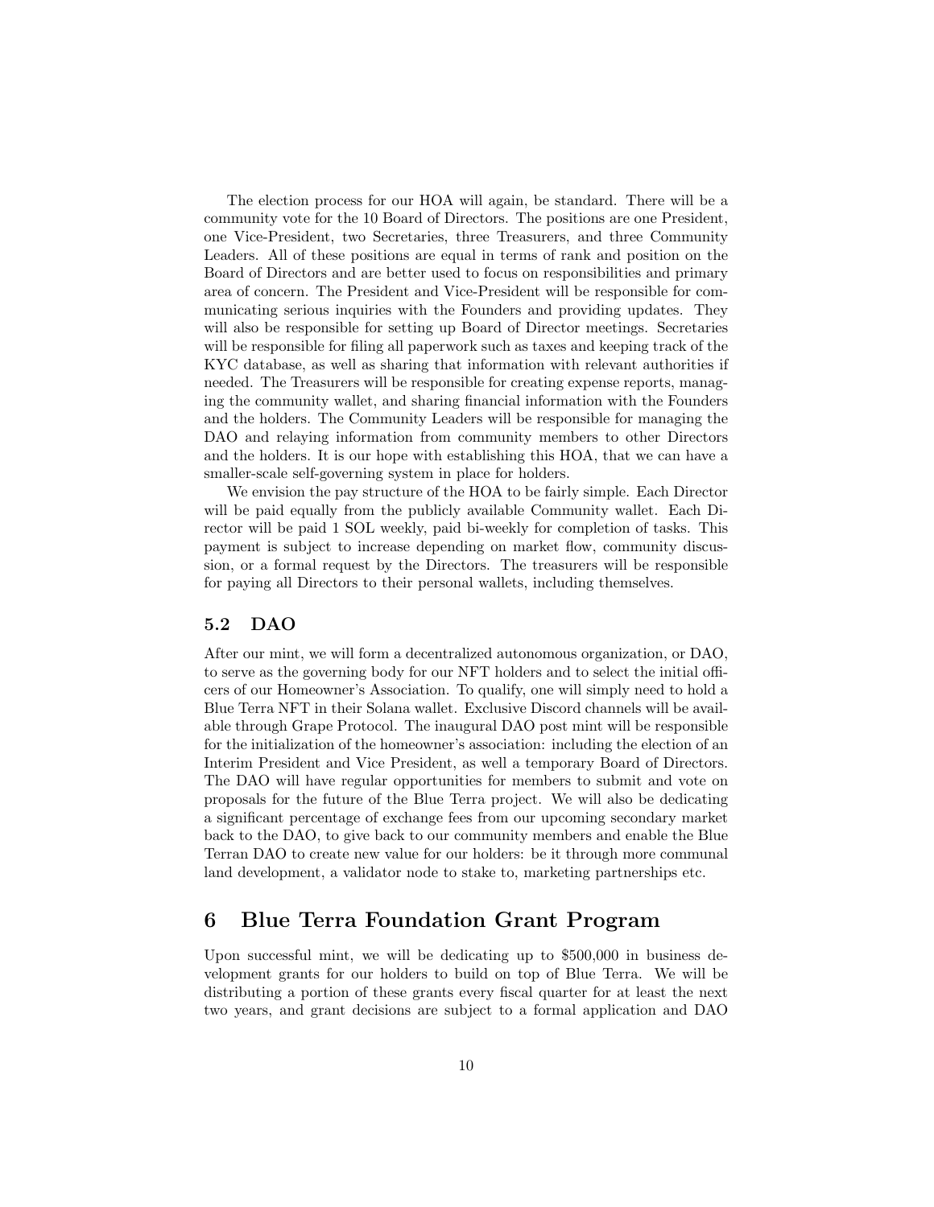The election process for our HOA will again, be standard. There will be a community vote for the 10 Board of Directors. The positions are one President, one Vice-President, two Secretaries, three Treasurers, and three Community Leaders. All of these positions are equal in terms of rank and position on the Board of Directors and are better used to focus on responsibilities and primary area of concern. The President and Vice-President will be responsible for communicating serious inquiries with the Founders and providing updates. They will also be responsible for setting up Board of Director meetings. Secretaries will be responsible for filing all paperwork such as taxes and keeping track of the KYC database, as well as sharing that information with relevant authorities if needed. The Treasurers will be responsible for creating expense reports, managing the community wallet, and sharing financial information with the Founders and the holders. The Community Leaders will be responsible for managing the DAO and relaying information from community members to other Directors and the holders. It is our hope with establishing this HOA, that we can have a smaller-scale self-governing system in place for holders.

We envision the pay structure of the HOA to be fairly simple. Each Director will be paid equally from the publicly available Community wallet. Each Director will be paid 1 SOL weekly, paid bi-weekly for completion of tasks. This payment is subject to increase depending on market flow, community discussion, or a formal request by the Directors. The treasurers will be responsible for paying all Directors to their personal wallets, including themselves.

### 5.2 DAO

After our mint, we will form a decentralized autonomous organization, or DAO, to serve as the governing body for our NFT holders and to select the initial officers of our Homeowner's Association. To qualify, one will simply need to hold a Blue Terra NFT in their Solana wallet. Exclusive Discord channels will be available through Grape Protocol. The inaugural DAO post mint will be responsible for the initialization of the homeowner's association: including the election of an Interim President and Vice President, as well a temporary Board of Directors. The DAO will have regular opportunities for members to submit and vote on proposals for the future of the Blue Terra project. We will also be dedicating a significant percentage of exchange fees from our upcoming secondary market back to the DAO, to give back to our community members and enable the Blue Terran DAO to create new value for our holders: be it through more communal land development, a validator node to stake to, marketing partnerships etc.

## 6 Blue Terra Foundation Grant Program

Upon successful mint, we will be dedicating up to $500,000 in business development grants for our holders to build on top of Blue Terra. We will be distributing a portion of these grants every fiscal quarter for at least the next two years, and grant decisions are subject to a formal application and DAO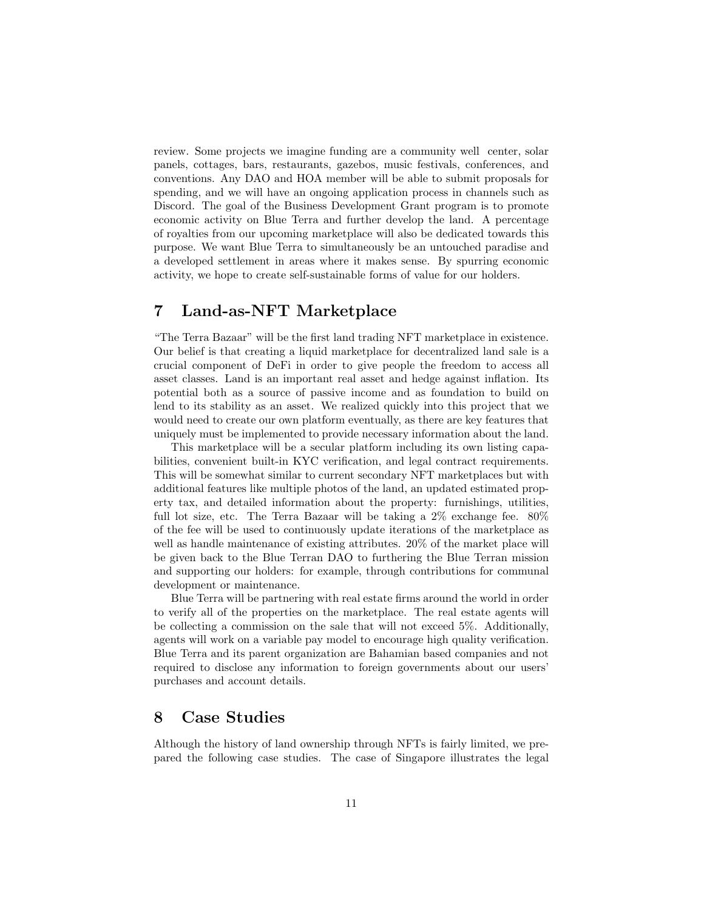review. Some projects we imagine funding are a community well center, solar panels, cottages, bars, restaurants, gazebos, music festivals, conferences, and conventions. Any DAO and HOA member will be able to submit proposals for spending, and we will have an ongoing application process in channels such as Discord. The goal of the Business Development Grant program is to promote economic activity on Blue Terra and further develop the land. A percentage of royalties from our upcoming marketplace will also be dedicated towards this purpose. We want Blue Terra to simultaneously be an untouched paradise and a developed settlement in areas where it makes sense. By spurring economic activity, we hope to create self-sustainable forms of value for our holders.

## 7 Land-as-NFT Marketplace

"The Terra Bazaar" will be the first land trading NFT marketplace in existence. Our belief is that creating a liquid marketplace for decentralized land sale is a crucial component of DeFi in order to give people the freedom to access all asset classes. Land is an important real asset and hedge against inflation. Its potential both as a source of passive income and as foundation to build on lend to its stability as an asset. We realized quickly into this project that we would need to create our own platform eventually, as there are key features that uniquely must be implemented to provide necessary information about the land.

This marketplace will be a secular platform including its own listing capabilities, convenient built-in KYC verification, and legal contract requirements. This will be somewhat similar to current secondary NFT marketplaces but with additional features like multiple photos of the land, an updated estimated property tax, and detailed information about the property: furnishings, utilities, full lot size, etc. The Terra Bazaar will be taking a 2% exchange fee. 80% of the fee will be used to continuously update iterations of the marketplace as well as handle maintenance of existing attributes. 20% of the market place will be given back to the Blue Terran DAO to furthering the Blue Terran mission and supporting our holders: for example, through contributions for communal development or maintenance.

Blue Terra will be partnering with real estate firms around the world in order to verify all of the properties on the marketplace. The real estate agents will be collecting a commission on the sale that will not exceed 5%. Additionally, agents will work on a variable pay model to encourage high quality verification. Blue Terra and its parent organization are Bahamian based companies and not required to disclose any information to foreign governments about our users' purchases and account details.

## 8 Case Studies

Although the history of land ownership through NFTs is fairly limited, we prepared the following case studies. The case of Singapore illustrates the legal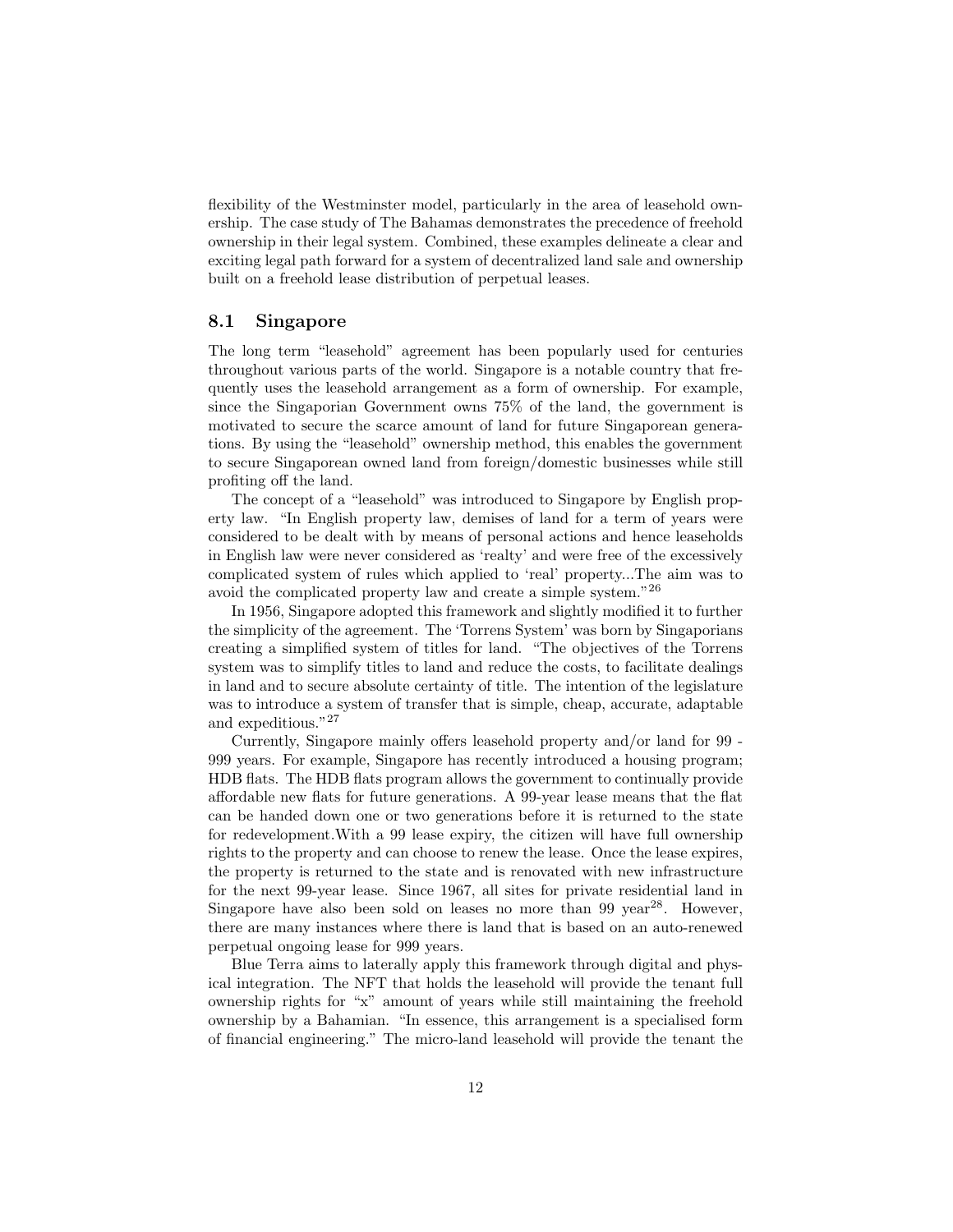flexibility of the Westminster model, particularly in the area of leasehold ownership. The case study of The Bahamas demonstrates the precedence of freehold ownership in their legal system. Combined, these examples delineate a clear and exciting legal path forward for a system of decentralized land sale and ownership built on a freehold lease distribution of perpetual leases.

## 8.1 Singapore

The long term "leasehold" agreement has been popularly used for centuries throughout various parts of the world. Singapore is a notable country that frequently uses the leasehold arrangement as a form of ownership. For example, since the Singaporian Government owns 75% of the land, the government is motivated to secure the scarce amount of land for future Singaporean generations. By using the "leasehold" ownership method, this enables the government to secure Singaporean owned land from foreign/domestic businesses while still profiting off the land.

The concept of a "leasehold" was introduced to Singapore by English property law. "In English property law, demises of land for a term of years were considered to be dealt with by means of personal actions and hence leaseholds in English law were never considered as 'realty' and were free of the excessively complicated system of rules which applied to 'real' property...The aim was to avoid the complicated property law and create a simple system."[26]

In 1956, Singapore adopted this framework and slightly modified it to further the simplicity of the agreement. The 'Torrens System' was born by Singaporians creating a simplified system of titles for land. "The objectives of the Torrens system was to simplify titles to land and reduce the costs, to facilitate dealings in land and to secure absolute certainty of title. The intention of the legislature was to introduce a system of transfer that is simple, cheap, accurate, adaptable and expeditious."[27]

Currently, Singapore mainly offers leasehold property and/or land for 99 - 999 years. For example, Singapore has recently introduced a housing program; HDB flats. The HDB flats program allows the government to continually provide affordable new flats for future generations. A 99-year lease means that the flat can be handed down one or two generations before it is returned to the state for redevelopment.With a 99 lease expiry, the citizen will have full ownership rights to the property and can choose to renew the lease. Once the lease expires, the property is returned to the state and is renovated with new infrastructure for the next 99-year lease. Since 1967, all sites for private residential land in Singapore have also been sold on leases no more than 99 year[28]. However, there are many instances where there is land that is based on an auto-renewed perpetual ongoing lease for 999 years.

Blue Terra aims to laterally apply this framework through digital and physical integration. The NFT that holds the leasehold will provide the tenant full ownership rights for "x" amount of years while still maintaining the freehold ownership by a Bahamian. "In essence, this arrangement is a specialised form of financial engineering." The micro-land leasehold will provide the tenant the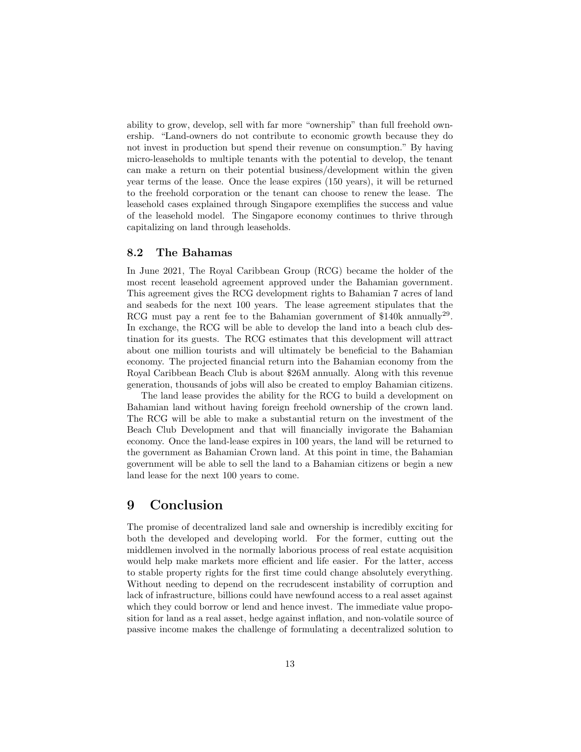ability to grow, develop, sell with far more "ownership" than full freehold ownership. "Land-owners do not contribute to economic growth because they do not invest in production but spend their revenue on consumption." By having micro-leaseholds to multiple tenants with the potential to develop, the tenant can make a return on their potential business/development within the given year terms of the lease. Once the lease expires (150 years), it will be returned to the freehold corporation or the tenant can choose to renew the lease. The leasehold cases explained through Singapore exemplifies the success and value of the leasehold model. The Singapore economy continues to thrive through capitalizing on land through leaseholds.

### 8.2 The Bahamas

In June 2021, The Royal Caribbean Group (RCG) became the holder of the most recent leasehold agreement approved under the Bahamian government. This agreement gives the RCG development rights to Bahamian 7 acres of land and seabeds for the next 100 years. The lease agreement stipulates that the RCG must pay a rent fee to the Bahamian government of $140k annually[29]. In exchange, the RCG will be able to develop the land into a beach club destination for its guests. The RCG estimates that this development will attract about one million tourists and will ultimately be beneficial to the Bahamian economy. The projected financial return into the Bahamian economy from the Royal Caribbean Beach Club is about $26M annually. Along with this revenue generation, thousands of jobs will also be created to employ Bahamian citizens.

The land lease provides the ability for the RCG to build a development on Bahamian land without having foreign freehold ownership of the crown land. The RCG will be able to make a substantial return on the investment of the Beach Club Development and that will financially invigorate the Bahamian economy. Once the land-lease expires in 100 years, the land will be returned to the government as Bahamian Crown land. At this point in time, the Bahamian government will be able to sell the land to a Bahamian citizens or begin a new land lease for the next 100 years to come.

## 9 Conclusion

The promise of decentralized land sale and ownership is incredibly exciting for both the developed and developing world. For the former, cutting out the middlemen involved in the normally laborious process of real estate acquisition would help make markets more efficient and life easier. For the latter, access to stable property rights for the first time could change absolutely everything. Without needing to depend on the recrudescent instability of corruption and lack of infrastructure, billions could have newfound access to a real asset against which they could borrow or lend and hence invest. The immediate value proposition for land as a real asset, hedge against inflation, and non-volatile source of passive income makes the challenge of formulating a decentralized solution to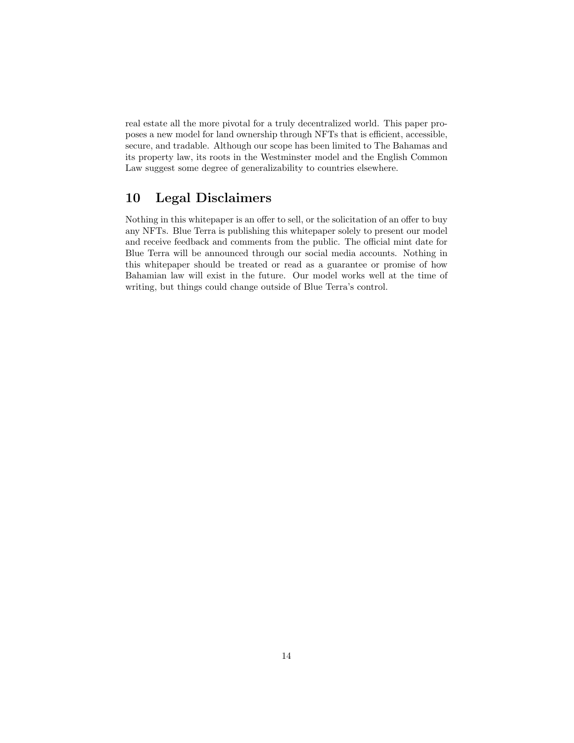real estate all the more pivotal for a truly decentralized world. This paper proposes a new model for land ownership through NFTs that is efficient, accessible, secure, and tradable. Although our scope has been limited to The Bahamas and its property law, its roots in the Westminster model and the English Common Law suggest some degree of generalizability to countries elsewhere.

## 10 Legal Disclaimers

Nothing in this whitepaper is an offer to sell, or the solicitation of an offer to buy any NFTs. Blue Terra is publishing this whitepaper solely to present our model and receive feedback and comments from the public. The official mint date for Blue Terra will be announced through our social media accounts. Nothing in this whitepaper should be treated or read as a guarantee or promise of how Bahamian law will exist in the future. Our model works well at the time of writing, but things could change outside of Blue Terra's control.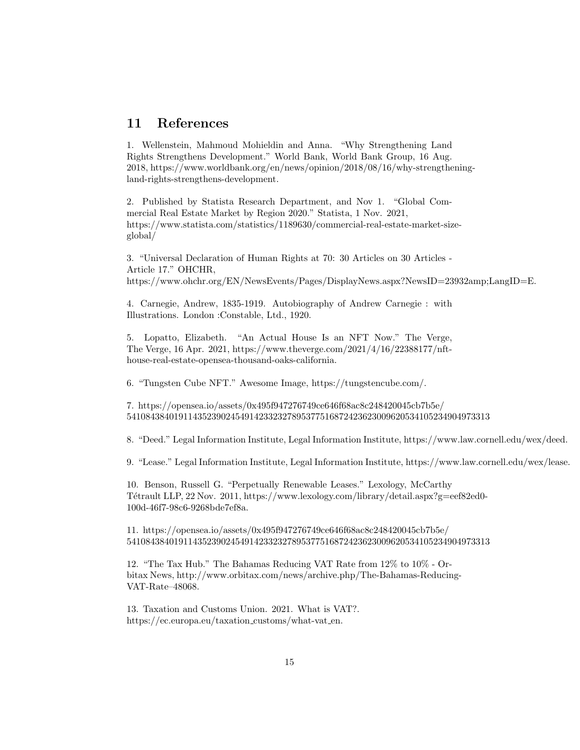## 11 References

1. Wellenstein, Mahmoud Mohieldin and Anna. "Why Strengthening Land Rights Strengthens Development." World Bank, World Bank Group, 16 Aug. 2018, https://www.worldbank.org/en/news/opinion/2018/08/16/why-strengthening-land-rights-strengthens-development.

2. Published by Statista Research Department, and Nov 1. "Global Commercial Real Estate Market by Region 2020." Statista, 1 Nov. 2021, https://www.statista.com/statistics/1189630/commercial-real-estate-market-size-global/

3. "Universal Declaration of Human Rights at 70: 30 Articles on 30 Articles - Article 17." OHCHR, https://www.ohchr.org/EN/NewsEvents/Pages/DisplayNews.aspx?NewsID=23932amp;LangID=E.

4. Carnegie, Andrew, 1835-1919. Autobiography of Andrew Carnegie : with Illustrations. London :Constable, Ltd., 1920.

5. Lopatto, Elizabeth. "An Actual House Is an NFT Now." The Verge, The Verge, 16 Apr. 2021, https://www.theverge.com/2021/4/16/22388177/nft-house-real-estate-opensea-thousand-oaks-california.

6. "Tungsten Cube NFT." Awesome Image, https://tungstencube.com/.

7. https://opensea.io/assets/0x495f947276749ce646f68ac8c248420045cb7b5e/54108438401911435239024549142332327895377516872423623009620534105234904973313

8. "Deed." Legal Information Institute, Legal Information Institute, https://www.law.cornell.edu/wex/deed.

9. "Lease." Legal Information Institute, Legal Information Institute, https://www.law.cornell.edu/wex/lease.

10. Benson, Russell G. "Perpetually Renewable Leases." Lexology, McCarthy Tétrault LLP, 22 Nov. 2011, https://www.lexology.com/library/detail.aspx?g=eef82ed0-100d-46f7-98c6-9268bde7ef8a.

11. https://opensea.io/assets/0x495f947276749ce646f68ac8c248420045cb7b5e/54108438401911435239024549142332327895377516872423623009620534105234904973313

12. "The Tax Hub." The Bahamas Reducing VAT Rate from 12% to 10% - Orbitax News, http://www.orbitax.com/news/archive.php/The-Bahamas-Reducing-VAT-Rate–48068.

13. Taxation and Customs Union. 2021. What is VAT?. https://ec.europa.eu/taxation_customs/what-vat_en.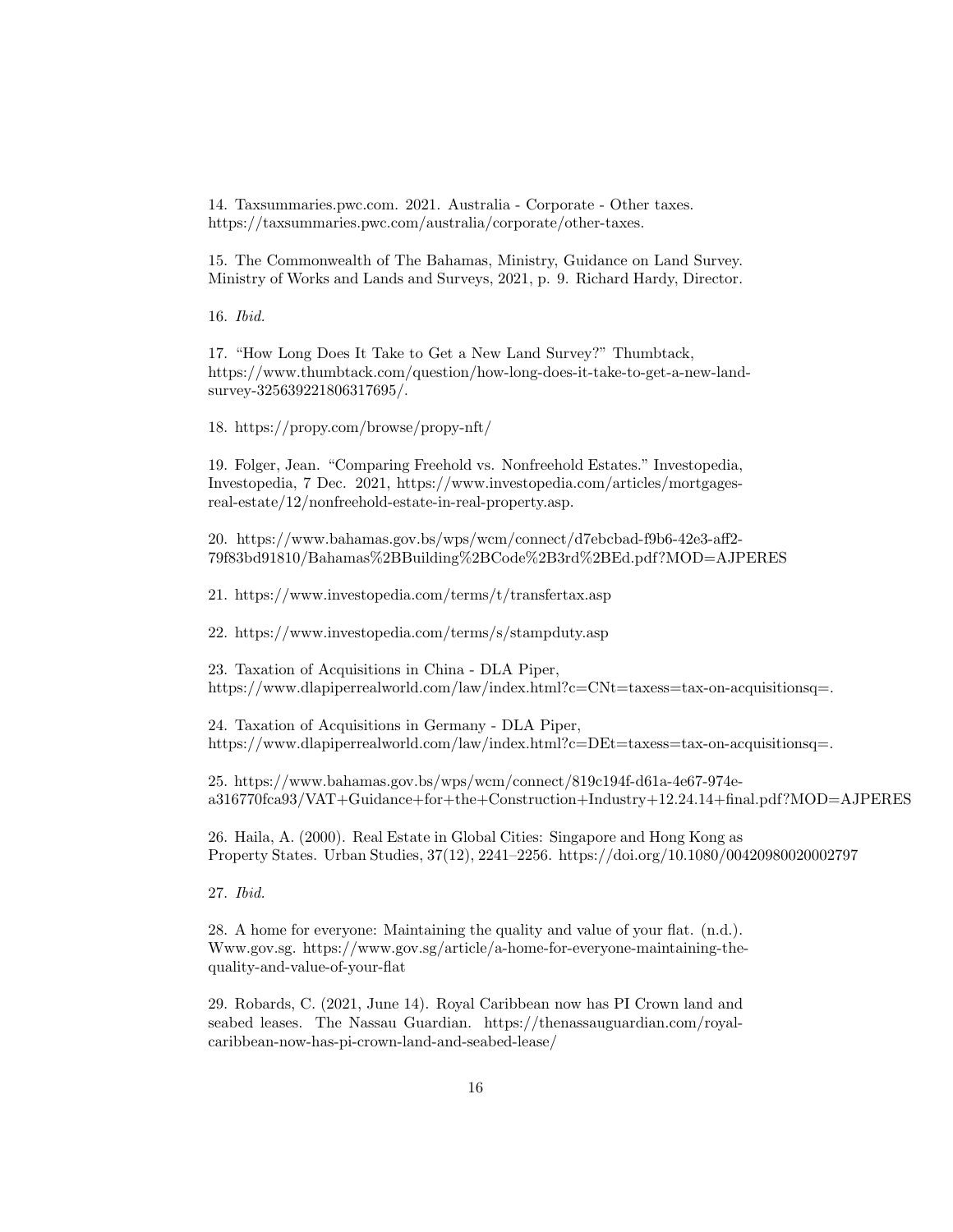14. Taxsummaries.pwc.com. 2021. Australia - Corporate - Other taxes. https://taxsummaries.pwc.com/australia/corporate/other-taxes.

15. The Commonwealth of The Bahamas, Ministry, Guidance on Land Survey. Ministry of Works and Lands and Surveys, 2021, p. 9. Richard Hardy, Director.

16. *Ibid.*

17. "How Long Does It Take to Get a New Land Survey?" Thumbtack, https://www.thumbtack.com/question/how-long-does-it-take-to-get-a-new-land-survey-325639221806317695/.

18. https://propy.com/browse/propy-nft/

19. Folger, Jean. "Comparing Freehold vs. Nonfreehold Estates." Investopedia, Investopedia, 7 Dec. 2021, https://www.investopedia.com/articles/mortgages-real-estate/12/nonfreehold-estate-in-real-property.asp.

20. https://www.bahamas.gov.bs/wps/wcm/connect/d7ebcbad-f9b6-42e3-aff2-79f83bd91810/Bahamas%2BBuilding%2BCode%2B3rd%2BEd.pdf?MOD=AJPERES

21. https://www.investopedia.com/terms/t/transfertax.asp

22. https://www.investopedia.com/terms/s/stampduty.asp

23. Taxation of Acquisitions in China - DLA Piper, https://www.dlapiperrealworld.com/law/index.html?c=CNt=taxess=tax-on-acquisitionsq=.

24. Taxation of Acquisitions in Germany - DLA Piper, https://www.dlapiperrealworld.com/law/index.html?c=DEt=taxess=tax-on-acquisitionsq=.

25. https://www.bahamas.gov.bs/wps/wcm/connect/819c194f-d61a-4e67-974e-a316770fca93/VAT+Guidance+for+the+Construction+Industry+12.24.14+final.pdf?MOD=AJPERES

26. Haila, A. (2000). Real Estate in Global Cities: Singapore and Hong Kong as Property States. Urban Studies, 37(12), 2241–2256. https://doi.org/10.1080/00420980020002797

27. *Ibid.*

28. A home for everyone: Maintaining the quality and value of your flat. (n.d.). Www.gov.sg. https://www.gov.sg/article/a-home-for-everyone-maintaining-the-quality-and-value-of-your-flat

29. Robards, C. (2021, June 14). Royal Caribbean now has PI Crown land and seabed leases. The Nassau Guardian. https://thenassauguardian.com/royal-caribbean-now-has-pi-crown-land-and-seabed-lease/